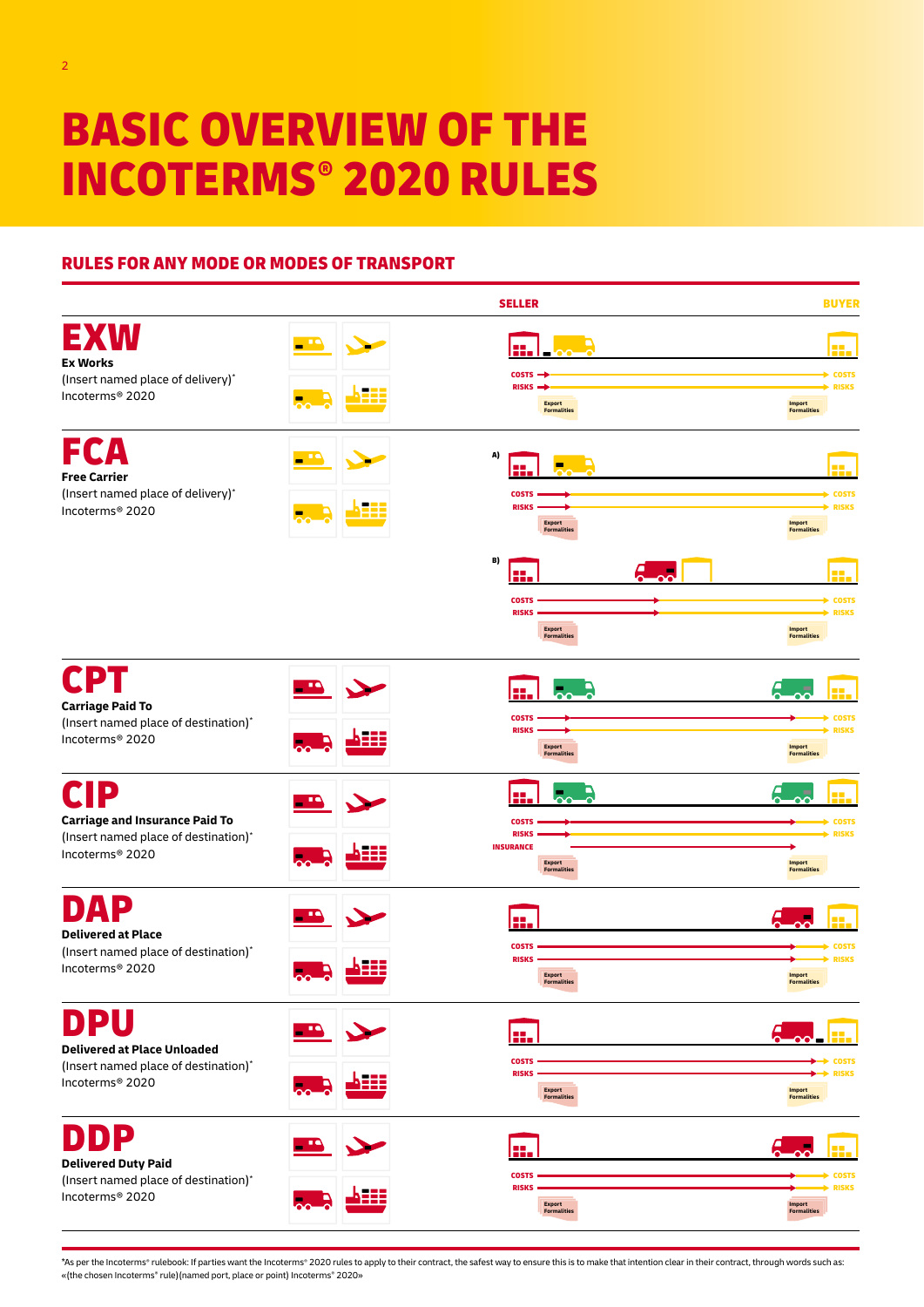# BASIC OVERVIEW OF THE INCOTERMS® 2020 RULES

## RULES FOR ANY MODE OR MODES OF TRANSPORT

SELLER — BUYER

### EXW

**Ex Works**

(Insert named place of delivery)*
Incoterms® 2020

COSTS — COSTS
RISKS — RISKS
Export Formalities — Import Formalities

### FCA

**Free Carrier**

(Insert named place of delivery)*
Incoterms® 2020

A)
COSTS — COSTS
RISKS — RISKS
Export Formalities — Import Formalities

B)
COSTS — COSTS
RISKS — RISKS
Export Formalities — Import Formalities

### CPT

**Carriage Paid To**

(Insert named place of destination)*
Incoterms® 2020

COSTS — COSTS
RISKS — RISKS
Export Formalities — Import Formalities

### CIP

**Carriage and Insurance Paid To**

(Insert named place of destination)*
Incoterms® 2020

COSTS — COSTS
RISKS — RISKS
INSURANCE
Export Formalities — Import Formalities

### DAP

**Delivered at Place**

(Insert named place of destination)*
Incoterms® 2020

COSTS — COSTS
RISKS — RISKS
Export Formalities — Import Formalities

### DPU

**Delivered at Place Unloaded**

(Insert named place of destination)*
Incoterms® 2020

COSTS — COSTS
RISKS — RISKS
Export Formalities — Import Formalities

### DDP

**Delivered Duty Paid**

(Insert named place of destination)*
Incoterms® 2020

COSTS — COSTS
RISKS — RISKS
Export Formalities — Import Formalities

*As per the Incoterms® rulebook: If parties want the Incoterms® 2020 rules to apply to their contract, the safest way to ensure this is to make that intention clear in their contract, through words such as: «(the chosen Incoterms® rule) (named port, place or point) Incoterms® 2020»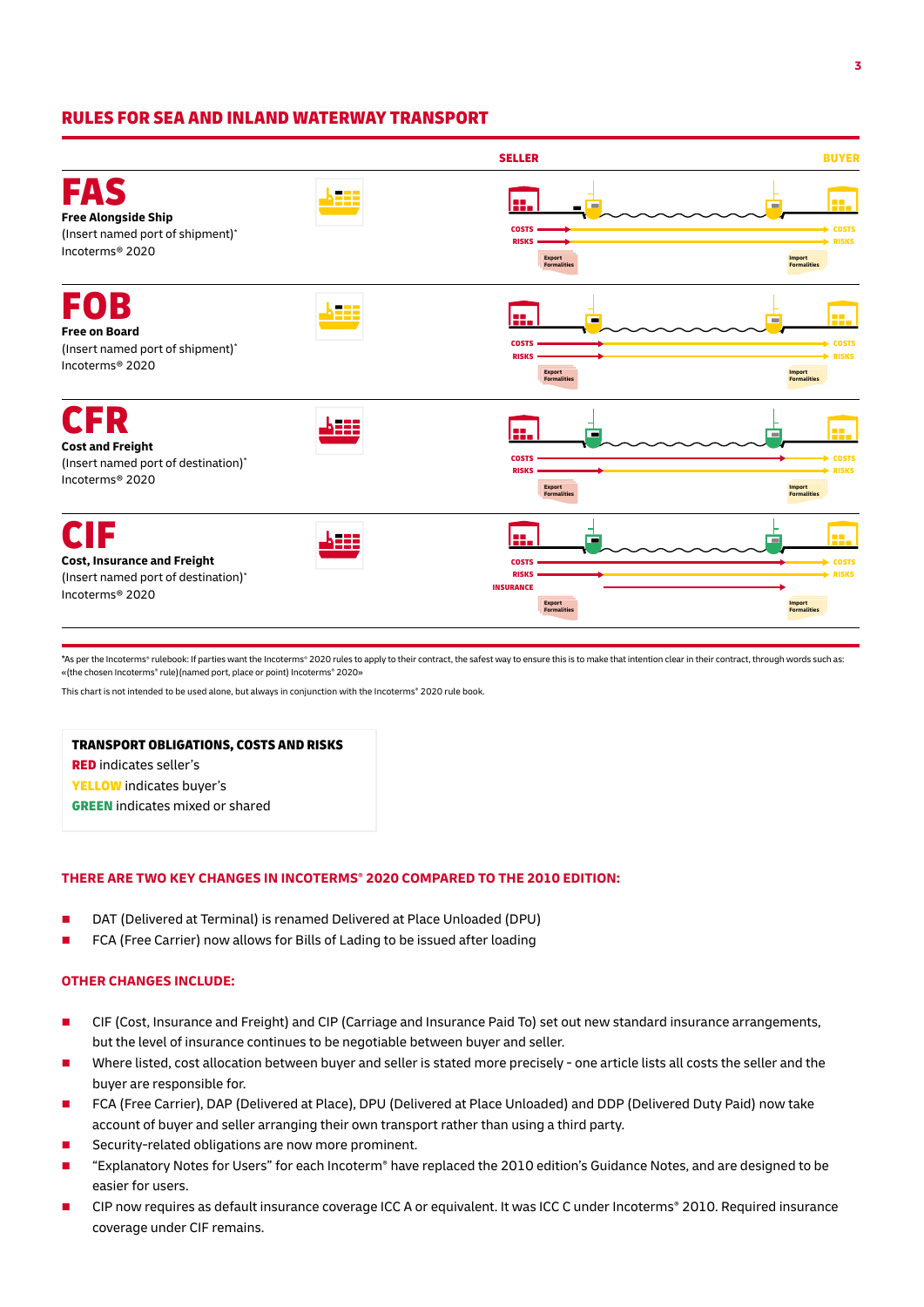## RULES FOR SEA AND INLAND WATERWAY TRANSPORT

SELLER BUYER

# FAS

**Free Alongside Ship**

(Insert named port of shipment)*

Incoterms® 2020

COSTS
RISKS
Export Formalities
COSTS
RISKS
Import Formalities

# FOB

**Free on Board**

(Insert named port of shipment)*

Incoterms® 2020

COSTS
RISKS
Export Formalities
COSTS
RISKS
Import Formalities

# CFR

**Cost and Freight**

(Insert named port of destination)*

Incoterms® 2020

COSTS
RISKS
Export Formalities
COSTS
RISKS
Import Formalities

# CIF

**Cost, Insurance and Freight**

(Insert named port of destination)*

Incoterms® 2020

COSTS
RISKS
INSURANCE
Export Formalities
COSTS
RISKS
Import Formalities

*As per the Incoterms® rulebook: If parties want the Incoterms® 2020 rules to apply to their contract, the safest way to ensure this is to make that intention clear in their contract, through words such as: «(the chosen Incoterms® rule)(named port, place or point) Incoterms® 2020»

This chart is not intended to be used alone, but always in conjunction with the Incoterms® 2020 rule book.

**TRANSPORT OBLIGATIONS, COSTS AND RISKS**

**RED** indicates seller's

**YELLOW** indicates buyer's

**GREEN** indicates mixed or shared

### THERE ARE TWO KEY CHANGES IN INCOTERMS® 2020 COMPARED TO THE 2010 EDITION:

- DAT (Delivered at Terminal) is renamed Delivered at Place Unloaded (DPU)
- FCA (Free Carrier) now allows for Bills of Lading to be issued after loading

### OTHER CHANGES INCLUDE:

- CIF (Cost, Insurance and Freight) and CIP (Carriage and Insurance Paid To) set out new standard insurance arrangements, but the level of insurance continues to be negotiable between buyer and seller.
- Where listed, cost allocation between buyer and seller is stated more precisely - one article lists all costs the seller and the buyer are responsible for.
- FCA (Free Carrier), DAP (Delivered at Place), DPU (Delivered at Place Unloaded) and DDP (Delivered Duty Paid) now take account of buyer and seller arranging their own transport rather than using a third party.
- Security-related obligations are now more prominent.
- "Explanatory Notes for Users" for each Incoterm® have replaced the 2010 edition's Guidance Notes, and are designed to be easier for users.
- CIP now requires as default insurance coverage ICC A or equivalent. It was ICC C under Incoterms® 2010. Required insurance coverage under CIF remains.